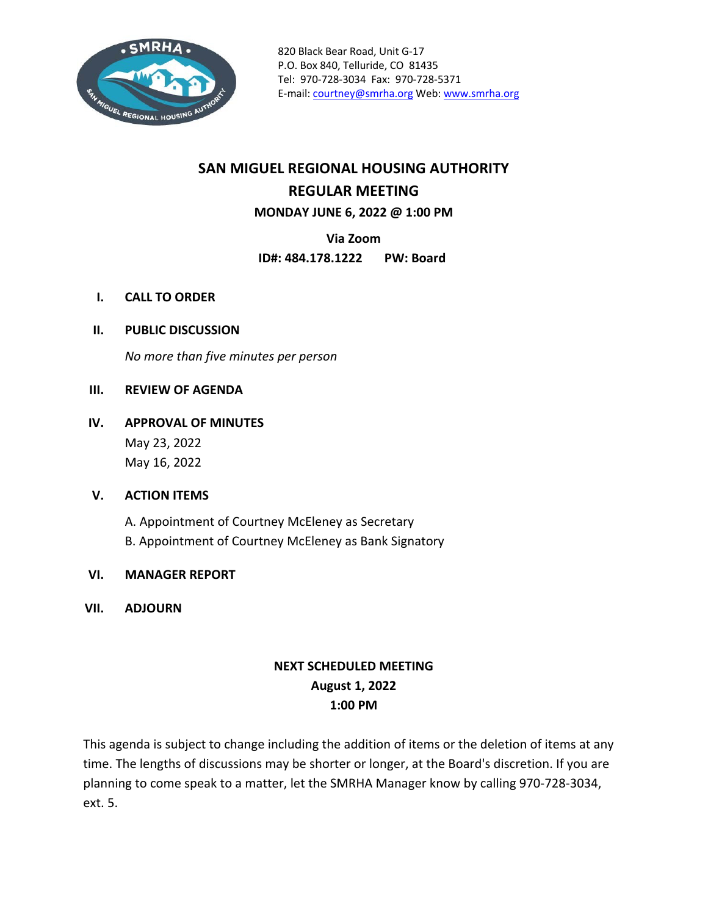820 Black Bear Road, Unit G-17
P.O. Box 840, Telluride, CO 81435
Tel: 970-728-3034 Fax: 970-728-5371
E-mail: courtney@smrha.org Web: www.smrha.org

# SAN MIGUEL REGIONAL HOUSING AUTHORITY

## REGULAR MEETING

**MONDAY JUNE 6, 2022 @ 1:00 PM**

**Via Zoom**

**ID#: 484.178.1222 PW: Board**

I. **CALL TO ORDER**

II. **PUBLIC DISCUSSION**

*No more than five minutes per person*

III. **REVIEW OF AGENDA**

IV. **APPROVAL OF MINUTES**

May 23, 2022
May 16, 2022

V. **ACTION ITEMS**

A. Appointment of Courtney McEleney as Secretary
B. Appointment of Courtney McEleney as Bank Signatory

VI. **MANAGER REPORT**

VII. **ADJOURN**

**NEXT SCHEDULED MEETING**
**August 1, 2022**
**1:00 PM**

This agenda is subject to change including the addition of items or the deletion of items at any time. The lengths of discussions may be shorter or longer, at the Board's discretion. If you are planning to come speak to a matter, let the SMRHA Manager know by calling 970-728-3034, ext. 5.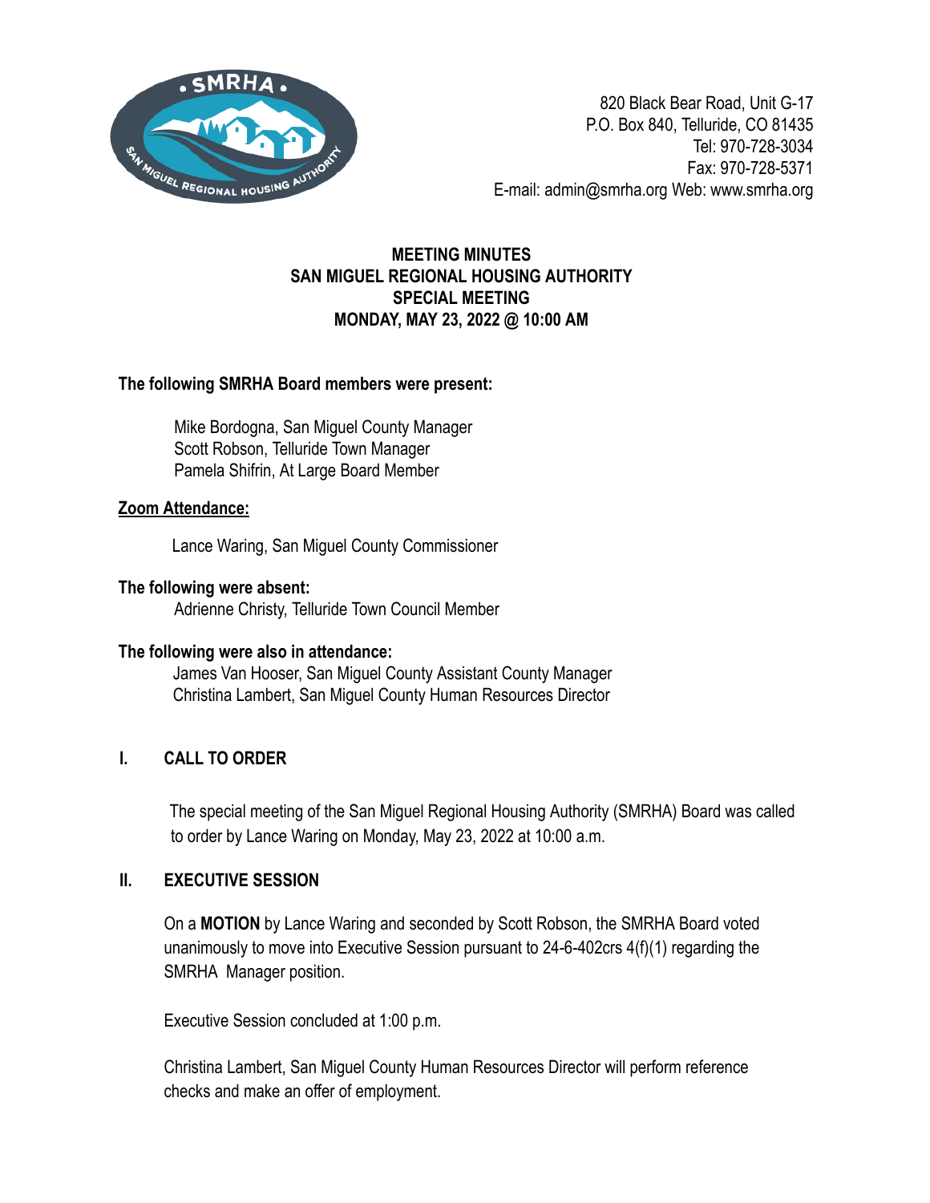820 Black Bear Road, Unit G-17
P.O. Box 840, Telluride, CO 81435
Tel: 970-728-3034
Fax: 970-728-5371
E-mail: admin@smrha.org Web: www.smrha.org

# MEETING MINUTES
# SAN MIGUEL REGIONAL HOUSING AUTHORITY
# SPECIAL MEETING
# MONDAY, MAY 23, 2022 @ 10:00 AM

**The following SMRHA Board members were present:**

Mike Bordogna, San Miguel County Manager
Scott Robson, Telluride Town Manager
Pamela Shifrin, At Large Board Member

**Zoom Attendance:**

Lance Waring, San Miguel County Commissioner

**The following were absent:**

Adrienne Christy, Telluride Town Council Member

**The following were also in attendance:**

James Van Hooser, San Miguel County Assistant County Manager
Christina Lambert, San Miguel County Human Resources Director

## I. CALL TO ORDER

The special meeting of the San Miguel Regional Housing Authority (SMRHA) Board was called to order by Lance Waring on Monday, May 23, 2022 at 10:00 a.m.

## II. EXECUTIVE SESSION

On a **MOTION** by Lance Waring and seconded by Scott Robson, the SMRHA Board voted unanimously to move into Executive Session pursuant to 24-6-402crs 4(f)(1) regarding the SMRHA Manager position.

Executive Session concluded at 1:00 p.m.

Christina Lambert, San Miguel County Human Resources Director will perform reference checks and make an offer of employment.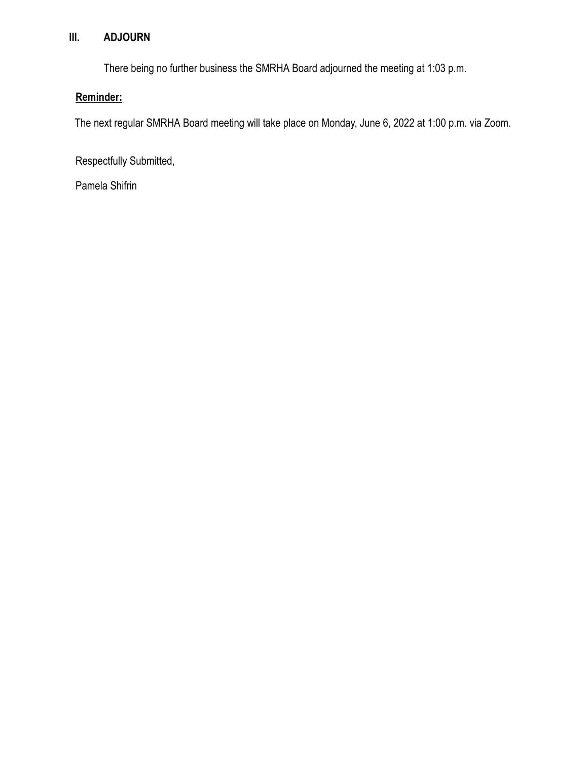## III. ADJOURN

There being no further business the SMRHA Board adjourned the meeting at 1:03 p.m.

**Reminder:**

The next regular SMRHA Board meeting will take place on Monday, June 6, 2022 at 1:00 p.m. via Zoom.

Respectfully Submitted,

Pamela Shifrin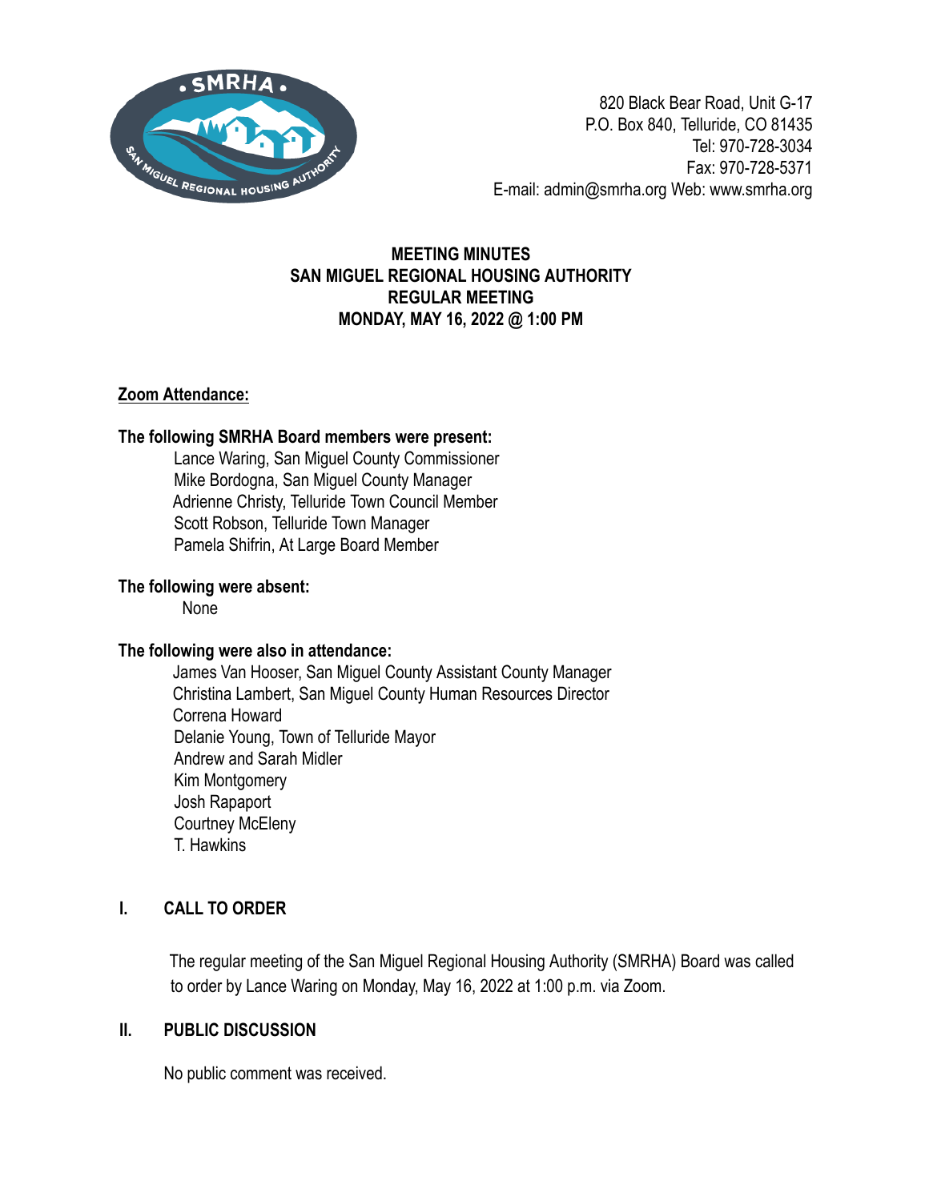820 Black Bear Road, Unit G-17
P.O. Box 840, Telluride, CO 81435
Tel: 970-728-3034
Fax: 970-728-5371
E-mail: admin@smrha.org Web: www.smrha.org

**MEETING MINUTES**
**SAN MIGUEL REGIONAL HOUSING AUTHORITY**
**REGULAR MEETING**
**MONDAY, MAY 16, 2022 @ 1:00 PM**

**Zoom Attendance:**

**The following SMRHA Board members were present:**

Lance Waring, San Miguel County Commissioner
Mike Bordogna, San Miguel County Manager
Adrienne Christy, Telluride Town Council Member
Scott Robson, Telluride Town Manager
Pamela Shifrin, At Large Board Member

**The following were absent:**

None

**The following were also in attendance:**

James Van Hooser, San Miguel County Assistant County Manager
Christina Lambert, San Miguel County Human Resources Director
Correna Howard
Delanie Young, Town of Telluride Mayor
Andrew and Sarah Midler
Kim Montgomery
Josh Rapaport
Courtney McEleny
T. Hawkins

## I. CALL TO ORDER

The regular meeting of the San Miguel Regional Housing Authority (SMRHA) Board was called to order by Lance Waring on Monday, May 16, 2022 at 1:00 p.m. via Zoom.

## II. PUBLIC DISCUSSION

No public comment was received.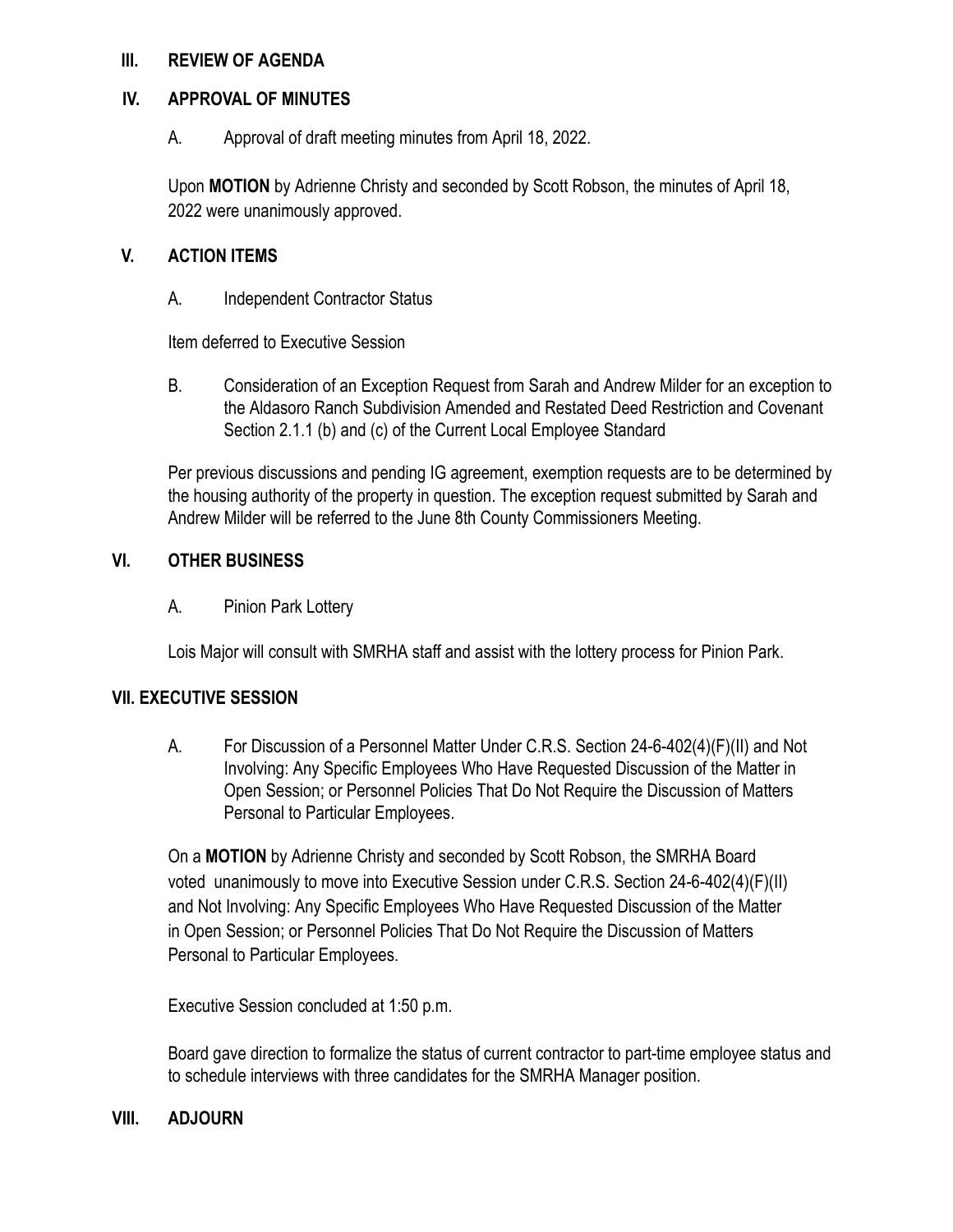## III. REVIEW OF AGENDA

## IV. APPROVAL OF MINUTES

A. Approval of draft meeting minutes from April 18, 2022.

Upon **MOTION** by Adrienne Christy and seconded by Scott Robson, the minutes of April 18, 2022 were unanimously approved.

## V. ACTION ITEMS

A. Independent Contractor Status

Item deferred to Executive Session

B. Consideration of an Exception Request from Sarah and Andrew Milder for an exception to the Aldasoro Ranch Subdivision Amended and Restated Deed Restriction and Covenant Section 2.1.1 (b) and (c) of the Current Local Employee Standard

Per previous discussions and pending IG agreement, exemption requests are to be determined by the housing authority of the property in question. The exception request submitted by Sarah and Andrew Milder will be referred to the June 8th County Commissioners Meeting.

## VI. OTHER BUSINESS

A. Pinion Park Lottery

Lois Major will consult with SMRHA staff and assist with the lottery process for Pinion Park.

## VII. EXECUTIVE SESSION

A. For Discussion of a Personnel Matter Under C.R.S. Section 24-6-402(4)(F)(II) and Not Involving: Any Specific Employees Who Have Requested Discussion of the Matter in Open Session; or Personnel Policies That Do Not Require the Discussion of Matters Personal to Particular Employees.

On a **MOTION** by Adrienne Christy and seconded by Scott Robson, the SMRHA Board voted unanimously to move into Executive Session under C.R.S. Section 24-6-402(4)(F)(II) and Not Involving: Any Specific Employees Who Have Requested Discussion of the Matter in Open Session; or Personnel Policies That Do Not Require the Discussion of Matters Personal to Particular Employees.

Executive Session concluded at 1:50 p.m.

Board gave direction to formalize the status of current contractor to part-time employee status and to schedule interviews with three candidates for the SMRHA Manager position.

## VIII. ADJOURN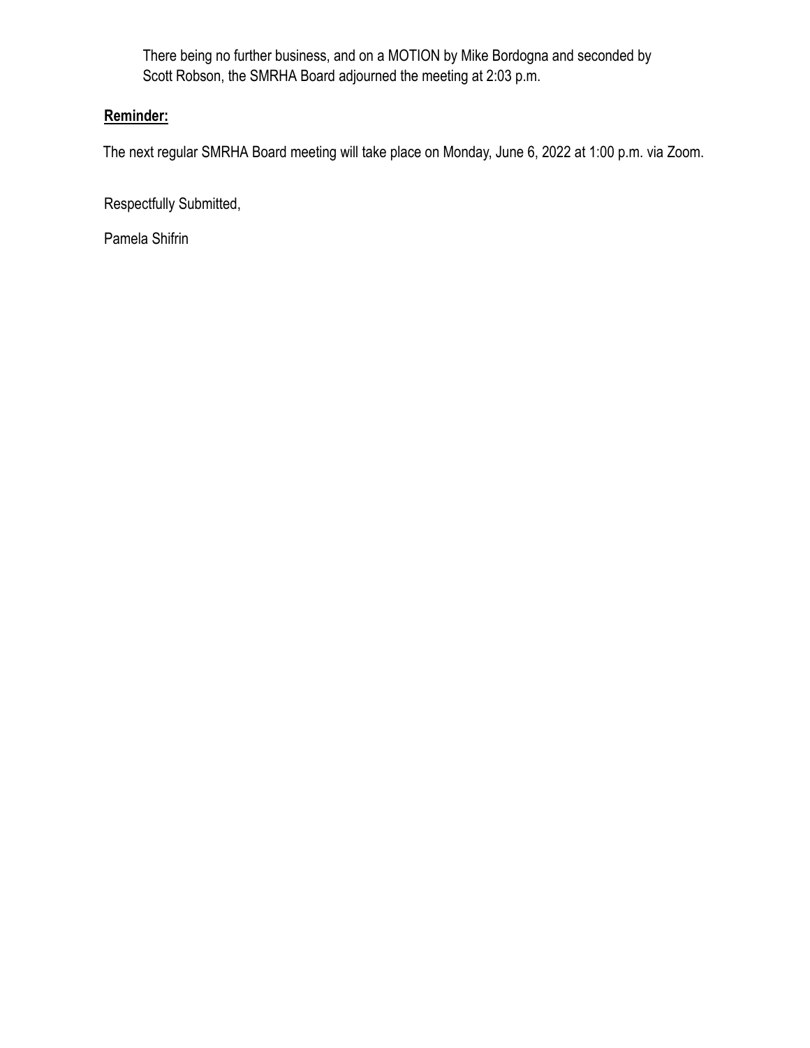There being no further business, and on a MOTION by Mike Bordogna and seconded by Scott Robson, the SMRHA Board adjourned the meeting at 2:03 p.m.

**Reminder:**

The next regular SMRHA Board meeting will take place on Monday, June 6, 2022 at 1:00 p.m. via Zoom.

Respectfully Submitted,

Pamela Shifrin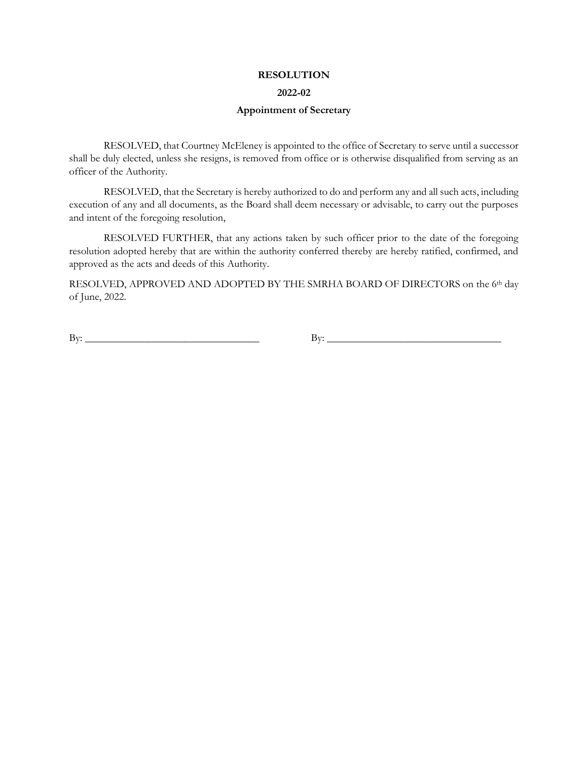**RESOLUTION**

**2022-02**

**Appointment of Secretary**

RESOLVED, that Courtney McEleney is appointed to the office of Secretary to serve until a successor shall be duly elected, unless she resigns, is removed from office or is otherwise disqualified from serving as an officer of the Authority.

RESOLVED, that the Secretary is hereby authorized to do and perform any and all such acts, including execution of any and all documents, as the Board shall deem necessary or advisable, to carry out the purposes and intent of the foregoing resolution,

RESOLVED FURTHER, that any actions taken by such officer prior to the date of the foregoing resolution adopted hereby that are within the authority conferred thereby are hereby ratified, confirmed, and approved as the acts and deeds of this Authority.

RESOLVED, APPROVED AND ADOPTED BY THE SMRHA BOARD OF DIRECTORS on the 6th day of June, 2022.

By: ________________________________ By: ________________________________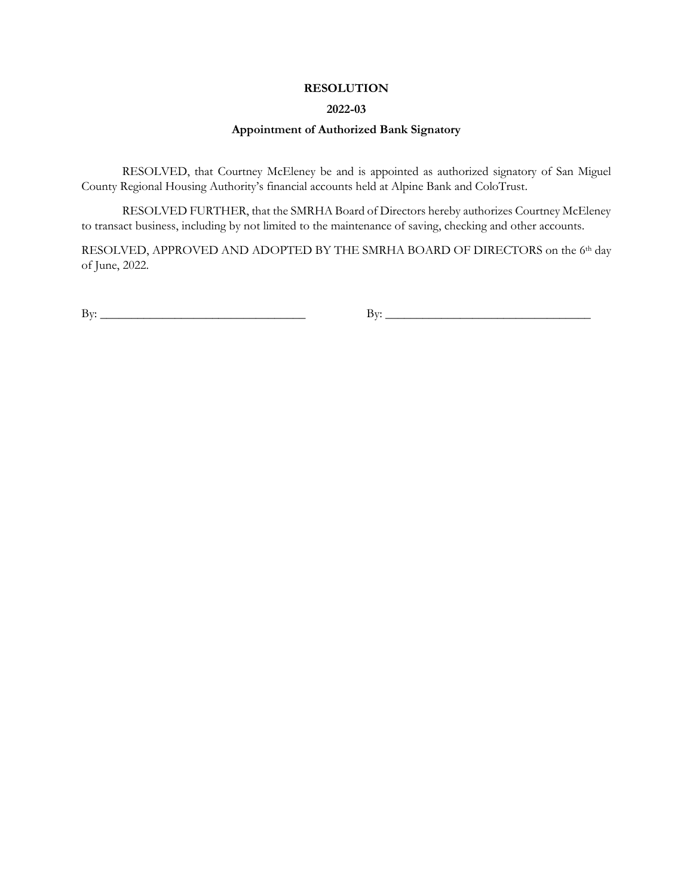**RESOLUTION**

**2022-03**

**Appointment of Authorized Bank Signatory**

RESOLVED, that Courtney McEleney be and is appointed as authorized signatory of San Miguel County Regional Housing Authority's financial accounts held at Alpine Bank and ColoTrust.

RESOLVED FURTHER, that the SMRHA Board of Directors hereby authorizes Courtney McEleney to transact business, including by not limited to the maintenance of saving, checking and other accounts.

RESOLVED, APPROVED AND ADOPTED BY THE SMRHA BOARD OF DIRECTORS on the 6th day of June, 2022.

By: ___________________________________ By: ___________________________________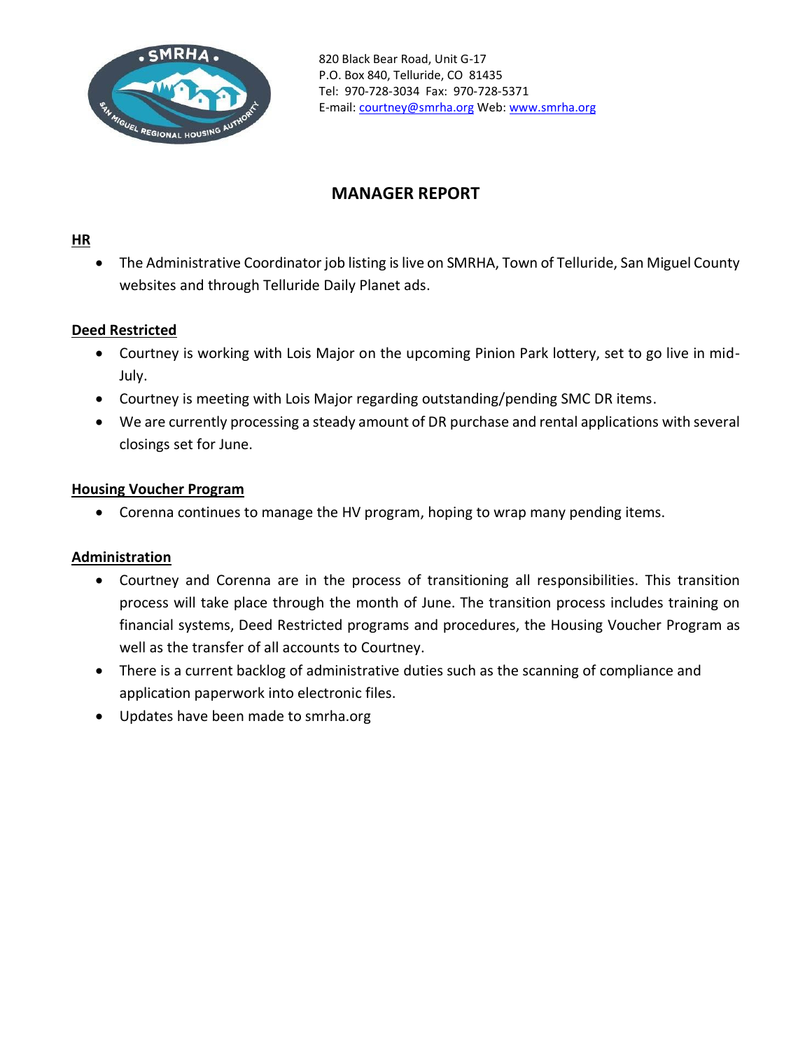820 Black Bear Road, Unit G-17
P.O. Box 840, Telluride, CO 81435
Tel: 970-728-3034 Fax: 970-728-5371
E-mail: courtney@smrha.org Web: www.smrha.org

# MANAGER REPORT

**HR**

- The Administrative Coordinator job listing is live on SMRHA, Town of Telluride, San Miguel County websites and through Telluride Daily Planet ads.

**Deed Restricted**

- Courtney is working with Lois Major on the upcoming Pinion Park lottery, set to go live in mid-July.
- Courtney is meeting with Lois Major regarding outstanding/pending SMC DR items.
- We are currently processing a steady amount of DR purchase and rental applications with several closings set for June.

**Housing Voucher Program**

- Corenna continues to manage the HV program, hoping to wrap many pending items.

**Administration**

- Courtney and Corenna are in the process of transitioning all responsibilities. This transition process will take place through the month of June. The transition process includes training on financial systems, Deed Restricted programs and procedures, the Housing Voucher Program as well as the transfer of all accounts to Courtney.
- There is a current backlog of administrative duties such as the scanning of compliance and application paperwork into electronic files.
- Updates have been made to smrha.org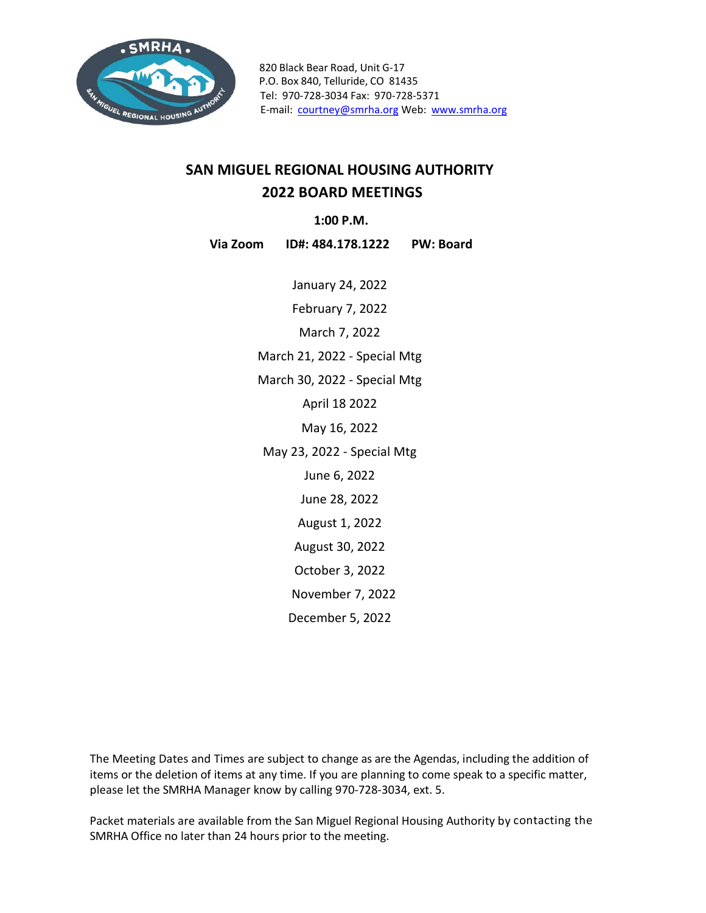820 Black Bear Road, Unit G-17
P.O. Box 840, Telluride, CO 81435
Tel: 970-728-3034 Fax: 970-728-5371
E-mail: courtney@smrha.org Web: www.smrha.org

# SAN MIGUEL REGIONAL HOUSING AUTHORITY
# 2022 BOARD MEETINGS

**1:00 P.M.**

**Via Zoom ID#: 484.178.1222 PW: Board**

January 24, 2022

February 7, 2022

March 7, 2022

March 21, 2022 - Special Mtg

March 30, 2022 - Special Mtg

April 18 2022

May 16, 2022

May 23, 2022 - Special Mtg

June 6, 2022

June 28, 2022

August 1, 2022

August 30, 2022

October 3, 2022

November 7, 2022

December 5, 2022

The Meeting Dates and Times are subject to change as are the Agendas, including the addition of items or the deletion of items at any time. If you are planning to come speak to a specific matter, please let the SMRHA Manager know by calling 970-728-3034, ext. 5.

Packet materials are available from the San Miguel Regional Housing Authority by contacting the SMRHA Office no later than 24 hours prior to the meeting.